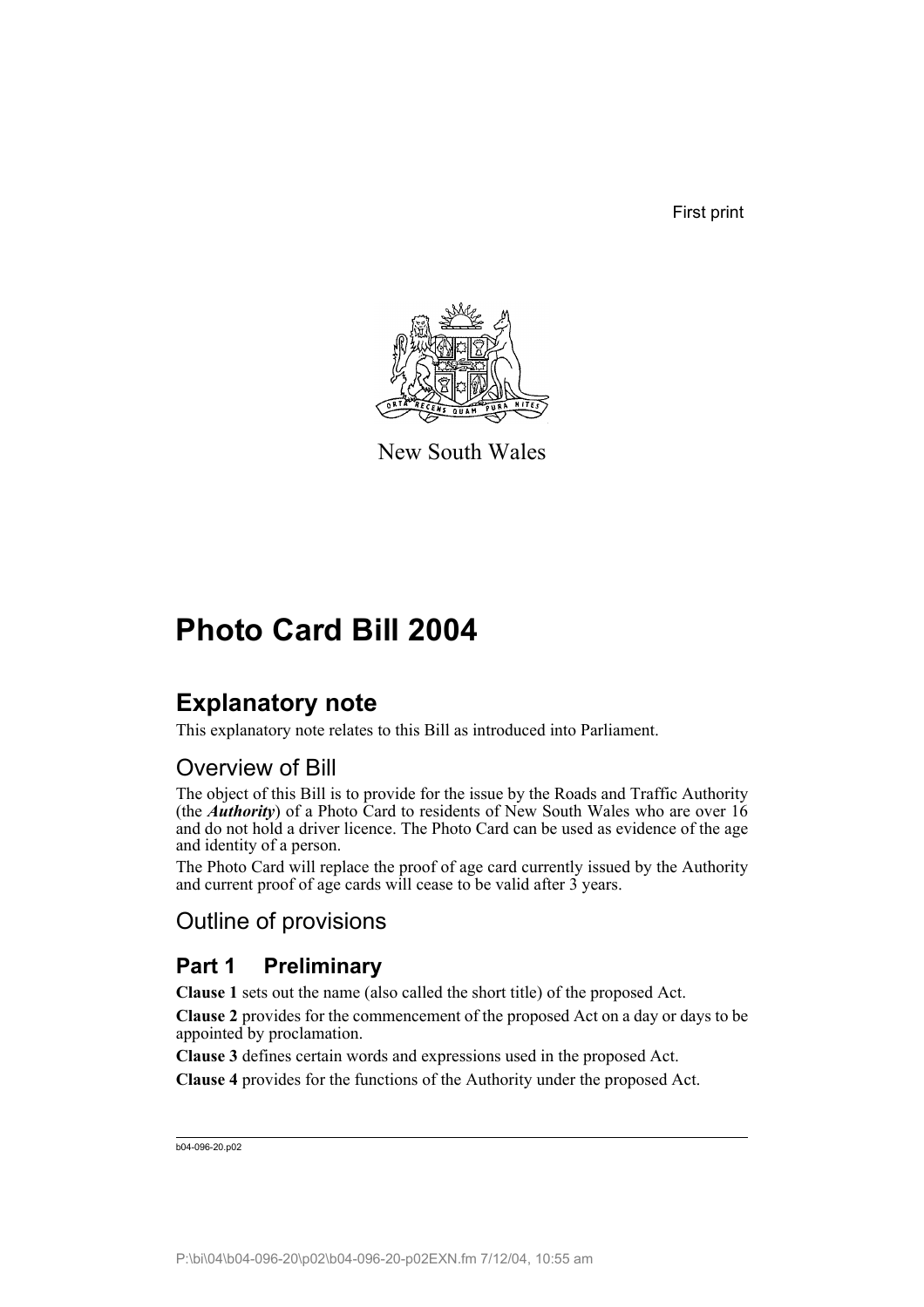First print

New South Wales

# Photo Card Bill 2004

## Explanatory note

This explanatory note relates to this Bill as introduced into Parliament.

### Overview of Bill

The object of this Bill is to provide for the issue by the Roads and Traffic Authority (the ***Authority***) of a Photo Card to residents of New South Wales who are over 16 and do not hold a driver licence. The Photo Card can be used as evidence of the age and identity of a person.

The Photo Card will replace the proof of age card currently issued by the Authority and current proof of age cards will cease to be valid after 3 years.

### Outline of provisions

## Part 1 Preliminary

**Clause 1** sets out the name (also called the short title) of the proposed Act.

**Clause 2** provides for the commencement of the proposed Act on a day or days to be appointed by proclamation.

**Clause 3** defines certain words and expressions used in the proposed Act.

**Clause 4** provides for the functions of the Authority under the proposed Act.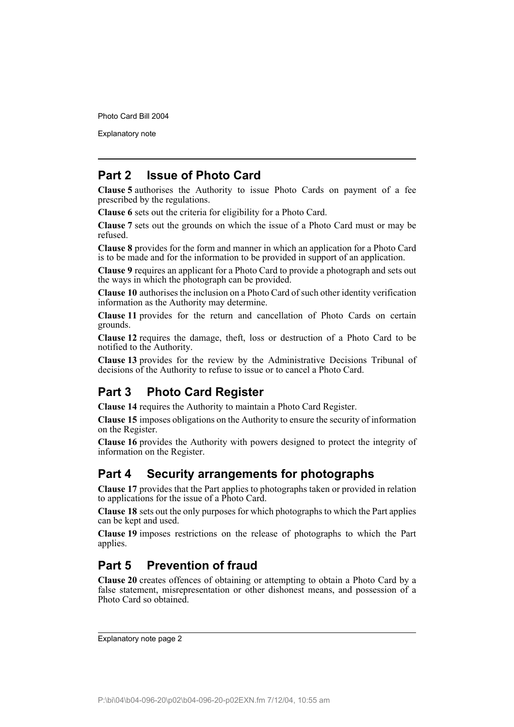## Part 2 Issue of Photo Card

**Clause 5** authorises the Authority to issue Photo Cards on payment of a fee prescribed by the regulations.

**Clause 6** sets out the criteria for eligibility for a Photo Card.

**Clause 7** sets out the grounds on which the issue of a Photo Card must or may be refused.

**Clause 8** provides for the form and manner in which an application for a Photo Card is to be made and for the information to be provided in support of an application.

**Clause 9** requires an applicant for a Photo Card to provide a photograph and sets out the ways in which the photograph can be provided.

**Clause 10** authorises the inclusion on a Photo Card of such other identity verification information as the Authority may determine.

**Clause 11** provides for the return and cancellation of Photo Cards on certain grounds.

**Clause 12** requires the damage, theft, loss or destruction of a Photo Card to be notified to the Authority.

**Clause 13** provides for the review by the Administrative Decisions Tribunal of decisions of the Authority to refuse to issue or to cancel a Photo Card.

## Part 3 Photo Card Register

**Clause 14** requires the Authority to maintain a Photo Card Register.

**Clause 15** imposes obligations on the Authority to ensure the security of information on the Register.

**Clause 16** provides the Authority with powers designed to protect the integrity of information on the Register.

## Part 4 Security arrangements for photographs

**Clause 17** provides that the Part applies to photographs taken or provided in relation to applications for the issue of a Photo Card.

**Clause 18** sets out the only purposes for which photographs to which the Part applies can be kept and used.

**Clause 19** imposes restrictions on the release of photographs to which the Part applies.

## Part 5 Prevention of fraud

**Clause 20** creates offences of obtaining or attempting to obtain a Photo Card by a false statement, misrepresentation or other dishonest means, and possession of a Photo Card so obtained.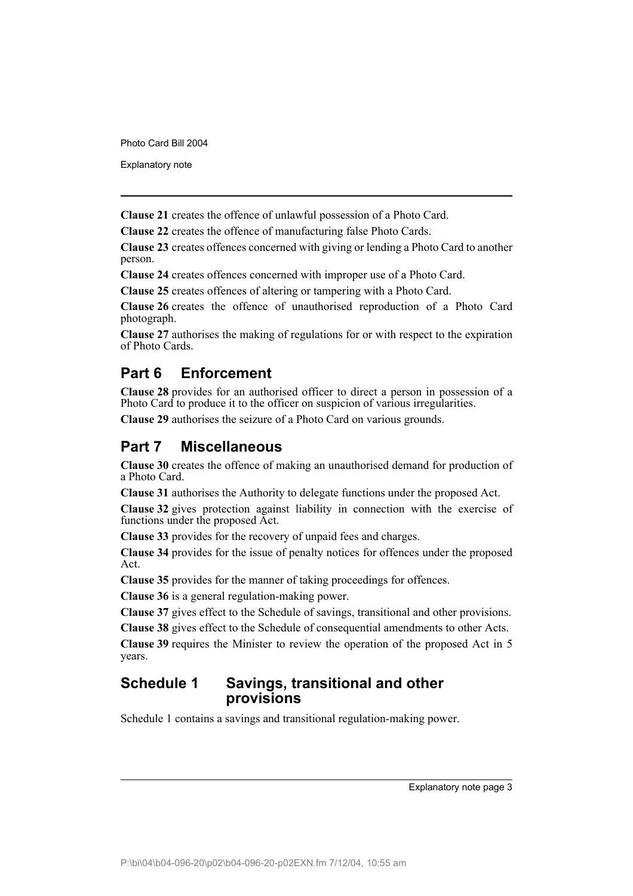**Clause 21** creates the offence of unlawful possession of a Photo Card.

**Clause 22** creates the offence of manufacturing false Photo Cards.

**Clause 23** creates offences concerned with giving or lending a Photo Card to another person.

**Clause 24** creates offences concerned with improper use of a Photo Card.

**Clause 25** creates offences of altering or tampering with a Photo Card.

**Clause 26** creates the offence of unauthorised reproduction of a Photo Card photograph.

**Clause 27** authorises the making of regulations for or with respect to the expiration of Photo Cards.

## Part 6 Enforcement

**Clause 28** provides for an authorised officer to direct a person in possession of a Photo Card to produce it to the officer on suspicion of various irregularities.

**Clause 29** authorises the seizure of a Photo Card on various grounds.

## Part 7 Miscellaneous

**Clause 30** creates the offence of making an unauthorised demand for production of a Photo Card.

**Clause 31** authorises the Authority to delegate functions under the proposed Act.

**Clause 32** gives protection against liability in connection with the exercise of functions under the proposed Act.

**Clause 33** provides for the recovery of unpaid fees and charges.

**Clause 34** provides for the issue of penalty notices for offences under the proposed Act.

**Clause 35** provides for the manner of taking proceedings for offences.

**Clause 36** is a general regulation-making power.

**Clause 37** gives effect to the Schedule of savings, transitional and other provisions.

**Clause 38** gives effect to the Schedule of consequential amendments to other Acts.

**Clause 39** requires the Minister to review the operation of the proposed Act in 5 years.

## Schedule 1 Savings, transitional and other provisions

Schedule 1 contains a savings and transitional regulation-making power.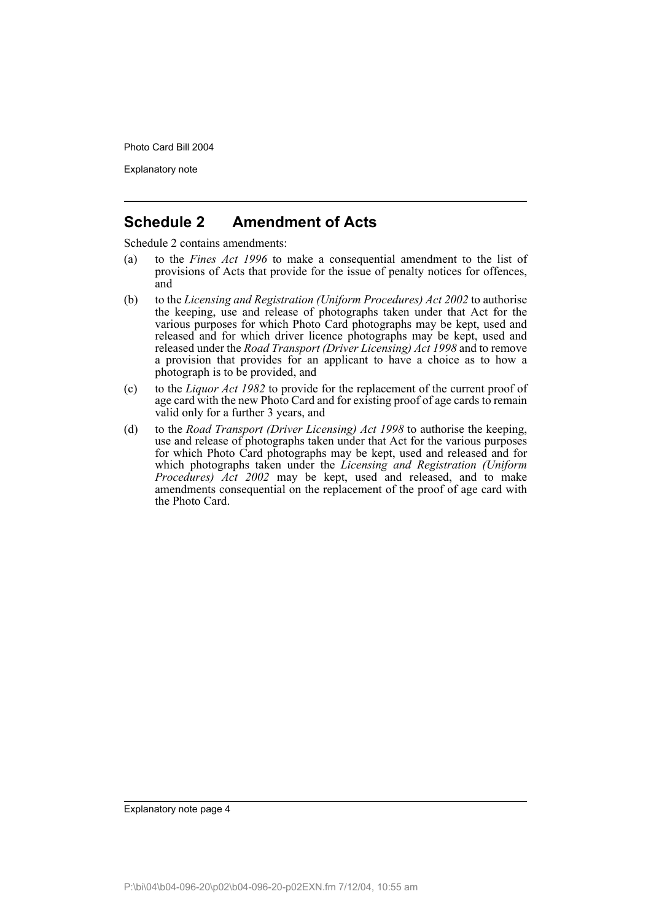## Schedule 2 Amendment of Acts

Schedule 2 contains amendments:

(a) to the *Fines Act 1996* to make a consequential amendment to the list of provisions of Acts that provide for the issue of penalty notices for offences, and

(b) to the *Licensing and Registration (Uniform Procedures) Act 2002* to authorise the keeping, use and release of photographs taken under that Act for the various purposes for which Photo Card photographs may be kept, used and released and for which driver licence photographs may be kept, used and released under the *Road Transport (Driver Licensing) Act 1998* and to remove a provision that provides for an applicant to have a choice as to how a photograph is to be provided, and

(c) to the *Liquor Act 1982* to provide for the replacement of the current proof of age card with the new Photo Card and for existing proof of age cards to remain valid only for a further 3 years, and

(d) to the *Road Transport (Driver Licensing) Act 1998* to authorise the keeping, use and release of photographs taken under that Act for the various purposes for which Photo Card photographs may be kept, used and released and for which photographs taken under the *Licensing and Registration (Uniform Procedures) Act 2002* may be kept, used and released, and to make amendments consequential on the replacement of the proof of age card with the Photo Card.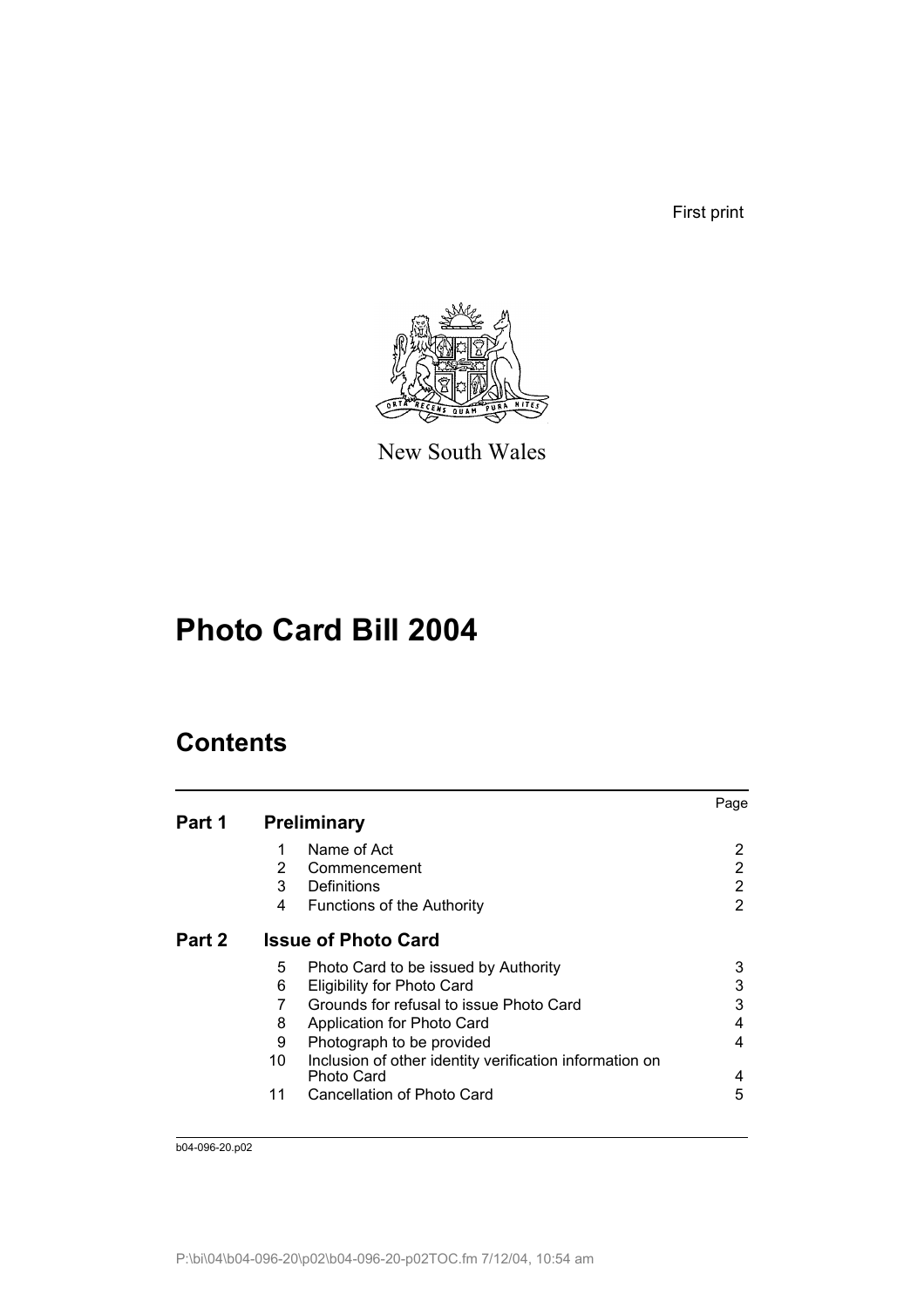First print

New South Wales

# Photo Card Bill 2004

## Contents

| | | | Page |
|---|---|---|---|
| **Part 1** | **Preliminary** | | |
| | 1 | Name of Act | 2 |
| | 2 | Commencement | 2 |
| | 3 | Definitions | 2 |
| | 4 | Functions of the Authority | 2 |
| **Part 2** | **Issue of Photo Card** | | |
| | 5 | Photo Card to be issued by Authority | 3 |
| | 6 | Eligibility for Photo Card | 3 |
| | 7 | Grounds for refusal to issue Photo Card | 3 |
| | 8 | Application for Photo Card | 4 |
| | 9 | Photograph to be provided | 4 |
| | 10 | Inclusion of other identity verification information on Photo Card | 4 |
| | 11 | Cancellation of Photo Card | 5 |

b04-096-20.p02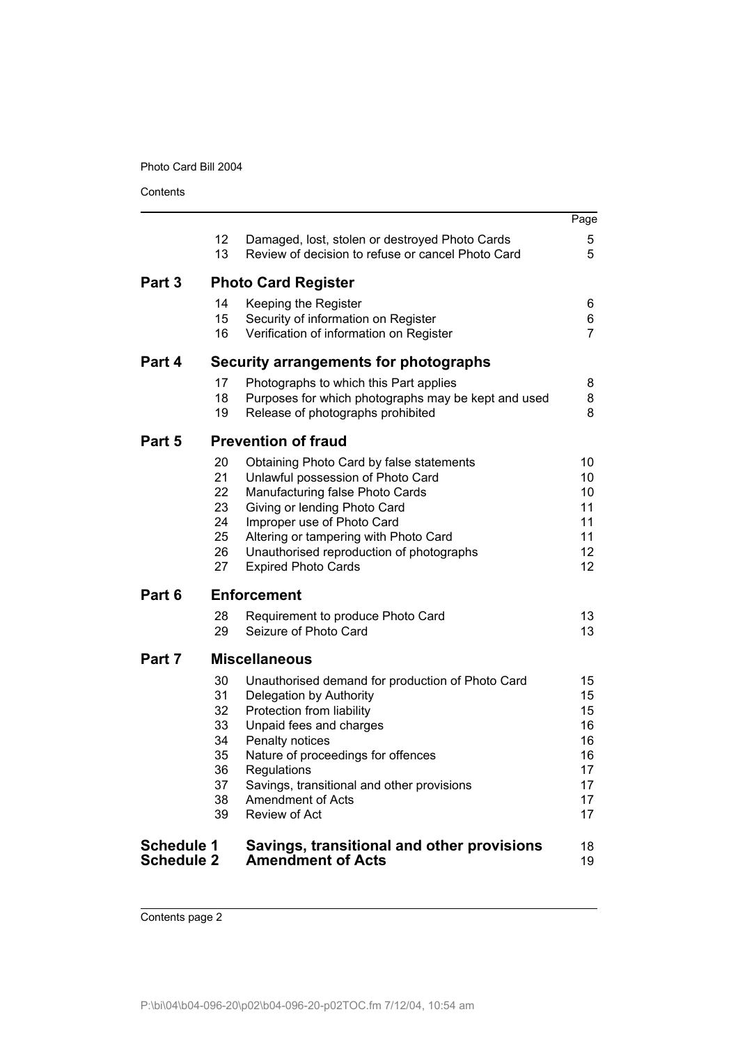| | | | Page |
|---|---|---|---|
| | 12 | Damaged, lost, stolen or destroyed Photo Cards | 5 |
| | 13 | Review of decision to refuse or cancel Photo Card | 5 |
| **Part 3** | | **Photo Card Register** | |
| | 14 | Keeping the Register | 6 |
| | 15 | Security of information on Register | 6 |
| | 16 | Verification of information on Register | 7 |
| **Part 4** | | **Security arrangements for photographs** | |
| | 17 | Photographs to which this Part applies | 8 |
| | 18 | Purposes for which photographs may be kept and used | 8 |
| | 19 | Release of photographs prohibited | 8 |
| **Part 5** | | **Prevention of fraud** | |
| | 20 | Obtaining Photo Card by false statements | 10 |
| | 21 | Unlawful possession of Photo Card | 10 |
| | 22 | Manufacturing false Photo Cards | 10 |
| | 23 | Giving or lending Photo Card | 11 |
| | 24 | Improper use of Photo Card | 11 |
| | 25 | Altering or tampering with Photo Card | 11 |
| | 26 | Unauthorised reproduction of photographs | 12 |
| | 27 | Expired Photo Cards | 12 |
| **Part 6** | | **Enforcement** | |
| | 28 | Requirement to produce Photo Card | 13 |
| | 29 | Seizure of Photo Card | 13 |
| **Part 7** | | **Miscellaneous** | |
| | 30 | Unauthorised demand for production of Photo Card | 15 |
| | 31 | Delegation by Authority | 15 |
| | 32 | Protection from liability | 15 |
| | 33 | Unpaid fees and charges | 16 |
| | 34 | Penalty notices | 16 |
| | 35 | Nature of proceedings for offences | 16 |
| | 36 | Regulations | 17 |
| | 37 | Savings, transitional and other provisions | 17 |
| | 38 | Amendment of Acts | 17 |
| | 39 | Review of Act | 17 |
| **Schedule 1** | | **Savings, transitional and other provisions** | 18 |
| **Schedule 2** | | **Amendment of Acts** | 19 |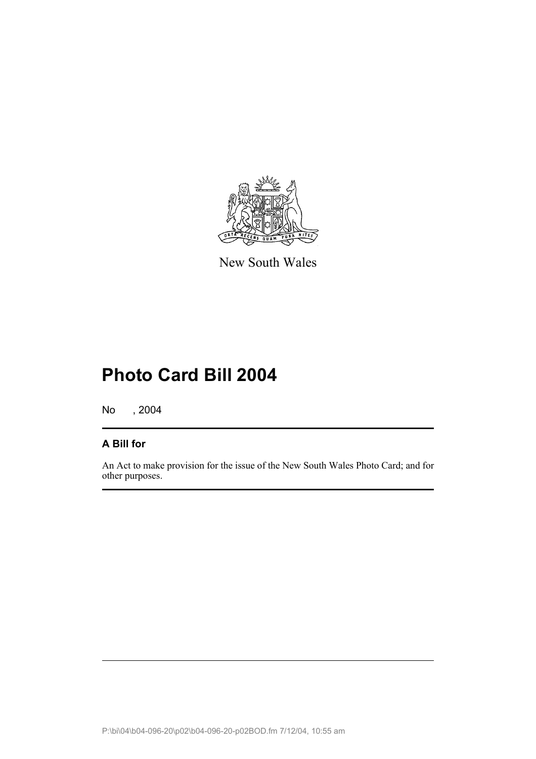New South Wales

# Photo Card Bill 2004

No , 2004

## A Bill for

An Act to make provision for the issue of the New South Wales Photo Card; and for other purposes.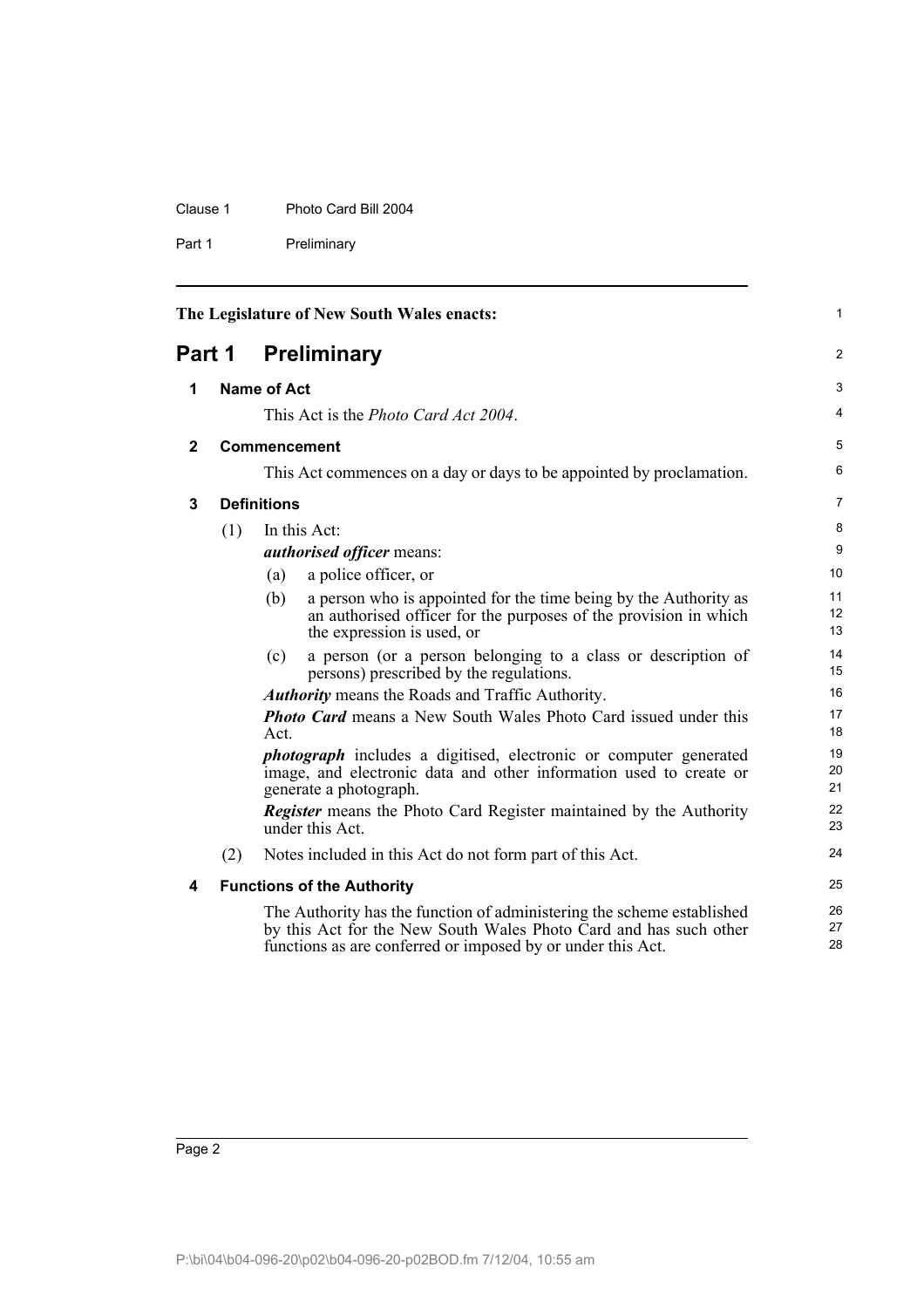The Legislature of New South Wales enacts:

# Part 1 Preliminary

## 1 Name of Act

This Act is the *Photo Card Act 2004*.

## 2 Commencement

This Act commences on a day or days to be appointed by proclamation.

## 3 Definitions

(1) In this Act:

***authorised officer*** means:

- (a) a police officer, or
- (b) a person who is appointed for the time being by the Authority as an authorised officer for the purposes of the provision in which the expression is used, or
- (c) a person (or a person belonging to a class or description of persons) prescribed by the regulations.

***Authority*** means the Roads and Traffic Authority.

***Photo Card*** means a New South Wales Photo Card issued under this Act.

***photograph*** includes a digitised, electronic or computer generated image, and electronic data and other information used to create or generate a photograph.

***Register*** means the Photo Card Register maintained by the Authority under this Act.

(2) Notes included in this Act do not form part of this Act.

## 4 Functions of the Authority

The Authority has the function of administering the scheme established by this Act for the New South Wales Photo Card and has such other functions as are conferred or imposed by or under this Act.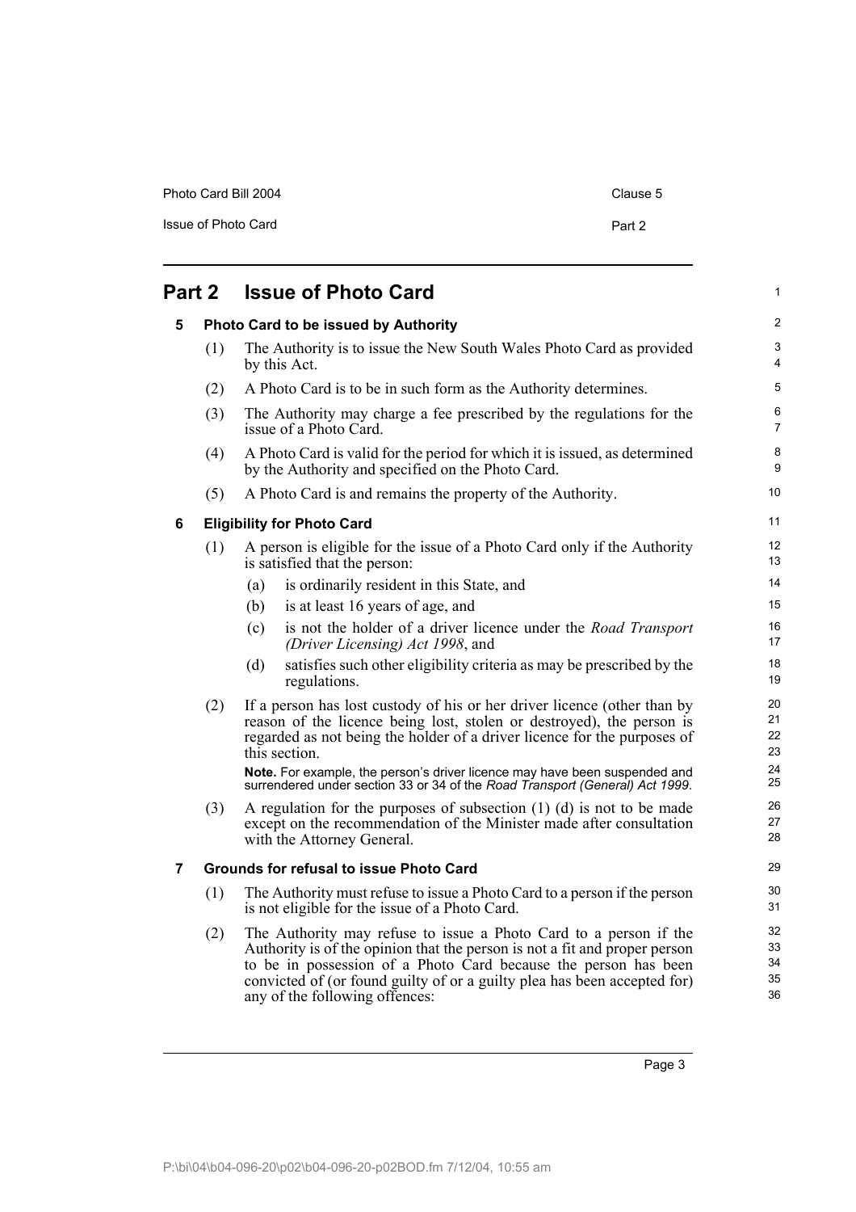## Part 2 Issue of Photo Card

### 5 Photo Card to be issued by Authority

(1) The Authority is to issue the New South Wales Photo Card as provided by this Act.

(2) A Photo Card is to be in such form as the Authority determines.

(3) The Authority may charge a fee prescribed by the regulations for the issue of a Photo Card.

(4) A Photo Card is valid for the period for which it is issued, as determined by the Authority and specified on the Photo Card.

(5) A Photo Card is and remains the property of the Authority.

### 6 Eligibility for Photo Card

(1) A person is eligible for the issue of a Photo Card only if the Authority is satisfied that the person:

- (a) is ordinarily resident in this State, and
- (b) is at least 16 years of age, and
- (c) is not the holder of a driver licence under the *Road Transport (Driver Licensing) Act 1998*, and
- (d) satisfies such other eligibility criteria as may be prescribed by the regulations.

(2) If a person has lost custody of his or her driver licence (other than by reason of the licence being lost, stolen or destroyed), the person is regarded as not being the holder of a driver licence for the purposes of this section.

**Note.** For example, the person's driver licence may have been suspended and surrendered under section 33 or 34 of the *Road Transport (General) Act 1999*.

(3) A regulation for the purposes of subsection (1) (d) is not to be made except on the recommendation of the Minister made after consultation with the Attorney General.

### 7 Grounds for refusal to issue Photo Card

(1) The Authority must refuse to issue a Photo Card to a person if the person is not eligible for the issue of a Photo Card.

(2) The Authority may refuse to issue a Photo Card to a person if the Authority is of the opinion that the person is not a fit and proper person to be in possession of a Photo Card because the person has been convicted of (or found guilty of or a guilty plea has been accepted for) any of the following offences: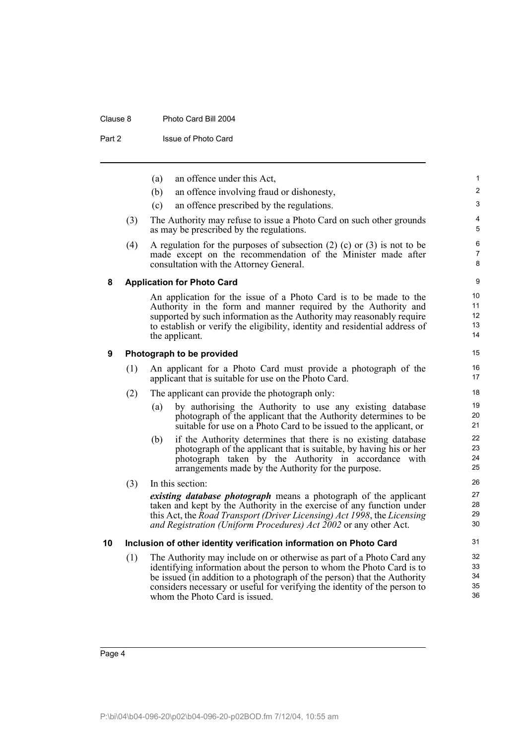(a) an offence under this Act,

(b) an offence involving fraud or dishonesty,

(c) an offence prescribed by the regulations.

(3) The Authority may refuse to issue a Photo Card on such other grounds as may be prescribed by the regulations.

(4) A regulation for the purposes of subsection (2) (c) or (3) is not to be made except on the recommendation of the Minister made after consultation with the Attorney General.

### 8 Application for Photo Card

An application for the issue of a Photo Card is to be made to the Authority in the form and manner required by the Authority and supported by such information as the Authority may reasonably require to establish or verify the eligibility, identity and residential address of the applicant.

### 9 Photograph to be provided

(1) An applicant for a Photo Card must provide a photograph of the applicant that is suitable for use on the Photo Card.

(2) The applicant can provide the photograph only:

(a) by authorising the Authority to use any existing database photograph of the applicant that the Authority determines to be suitable for use on a Photo Card to be issued to the applicant, or

(b) if the Authority determines that there is no existing database photograph of the applicant that is suitable, by having his or her photograph taken by the Authority in accordance with arrangements made by the Authority for the purpose.

(3) In this section:

***existing database photograph*** means a photograph of the applicant taken and kept by the Authority in the exercise of any function under this Act, the *Road Transport (Driver Licensing) Act 1998*, the *Licensing and Registration (Uniform Procedures) Act 2002* or any other Act.

### 10 Inclusion of other identity verification information on Photo Card

(1) The Authority may include on or otherwise as part of a Photo Card any identifying information about the person to whom the Photo Card is to be issued (in addition to a photograph of the person) that the Authority considers necessary or useful for verifying the identity of the person to whom the Photo Card is issued.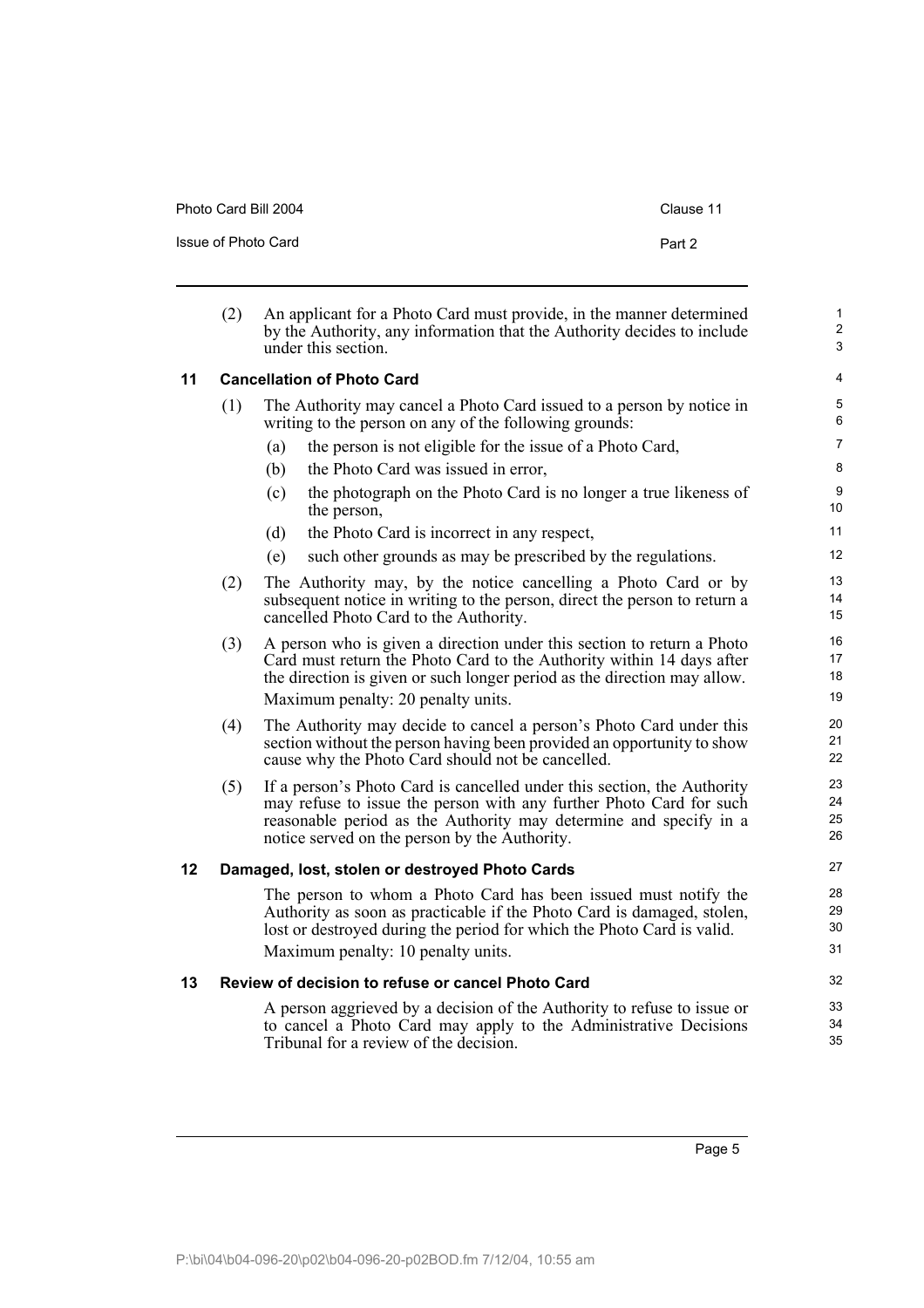(2) An applicant for a Photo Card must provide, in the manner determined by the Authority, any information that the Authority decides to include under this section.

## 11 Cancellation of Photo Card

(1) The Authority may cancel a Photo Card issued to a person by notice in writing to the person on any of the following grounds:

(a) the person is not eligible for the issue of a Photo Card,

(b) the Photo Card was issued in error,

(c) the photograph on the Photo Card is no longer a true likeness of the person,

(d) the Photo Card is incorrect in any respect,

(e) such other grounds as may be prescribed by the regulations.

(2) The Authority may, by the notice cancelling a Photo Card or by subsequent notice in writing to the person, direct the person to return a cancelled Photo Card to the Authority.

(3) A person who is given a direction under this section to return a Photo Card must return the Photo Card to the Authority within 14 days after the direction is given or such longer period as the direction may allow.

Maximum penalty: 20 penalty units.

(4) The Authority may decide to cancel a person's Photo Card under this section without the person having been provided an opportunity to show cause why the Photo Card should not be cancelled.

(5) If a person's Photo Card is cancelled under this section, the Authority may refuse to issue the person with any further Photo Card for such reasonable period as the Authority may determine and specify in a notice served on the person by the Authority.

## 12 Damaged, lost, stolen or destroyed Photo Cards

The person to whom a Photo Card has been issued must notify the Authority as soon as practicable if the Photo Card is damaged, stolen, lost or destroyed during the period for which the Photo Card is valid.

Maximum penalty: 10 penalty units.

## 13 Review of decision to refuse or cancel Photo Card

A person aggrieved by a decision of the Authority to refuse to issue or to cancel a Photo Card may apply to the Administrative Decisions Tribunal for a review of the decision.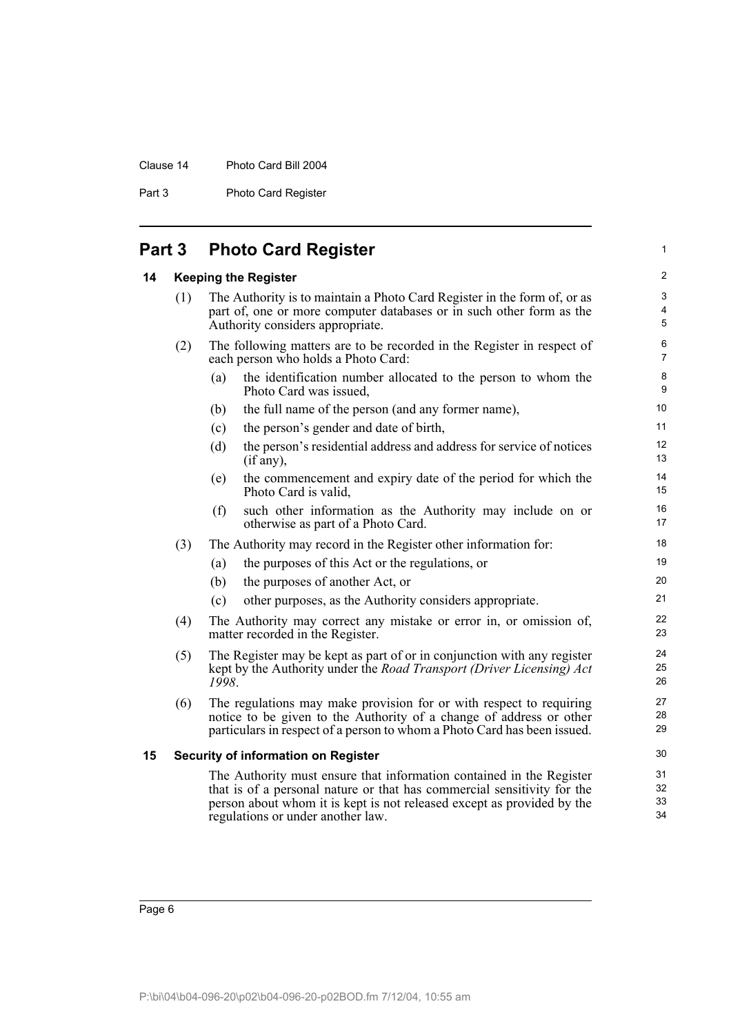# Part 3 Photo Card Register

## 14 Keeping the Register

(1) The Authority is to maintain a Photo Card Register in the form of, or as part of, one or more computer databases or in such other form as the Authority considers appropriate.

(2) The following matters are to be recorded in the Register in respect of each person who holds a Photo Card:

- (a) the identification number allocated to the person to whom the Photo Card was issued,
- (b) the full name of the person (and any former name),
- (c) the person's gender and date of birth,
- (d) the person's residential address and address for service of notices (if any),
- (e) the commencement and expiry date of the period for which the Photo Card is valid,
- (f) such other information as the Authority may include on or otherwise as part of a Photo Card.

(3) The Authority may record in the Register other information for:

- (a) the purposes of this Act or the regulations, or
- (b) the purposes of another Act, or
- (c) other purposes, as the Authority considers appropriate.

(4) The Authority may correct any mistake or error in, or omission of, matter recorded in the Register.

(5) The Register may be kept as part of or in conjunction with any register kept by the Authority under the *Road Transport (Driver Licensing) Act 1998*.

(6) The regulations may make provision for or with respect to requiring notice to be given to the Authority of a change of address or other particulars in respect of a person to whom a Photo Card has been issued.

## 15 Security of information on Register

The Authority must ensure that information contained in the Register that is of a personal nature or that has commercial sensitivity for the person about whom it is kept is not released except as provided by the regulations or under another law.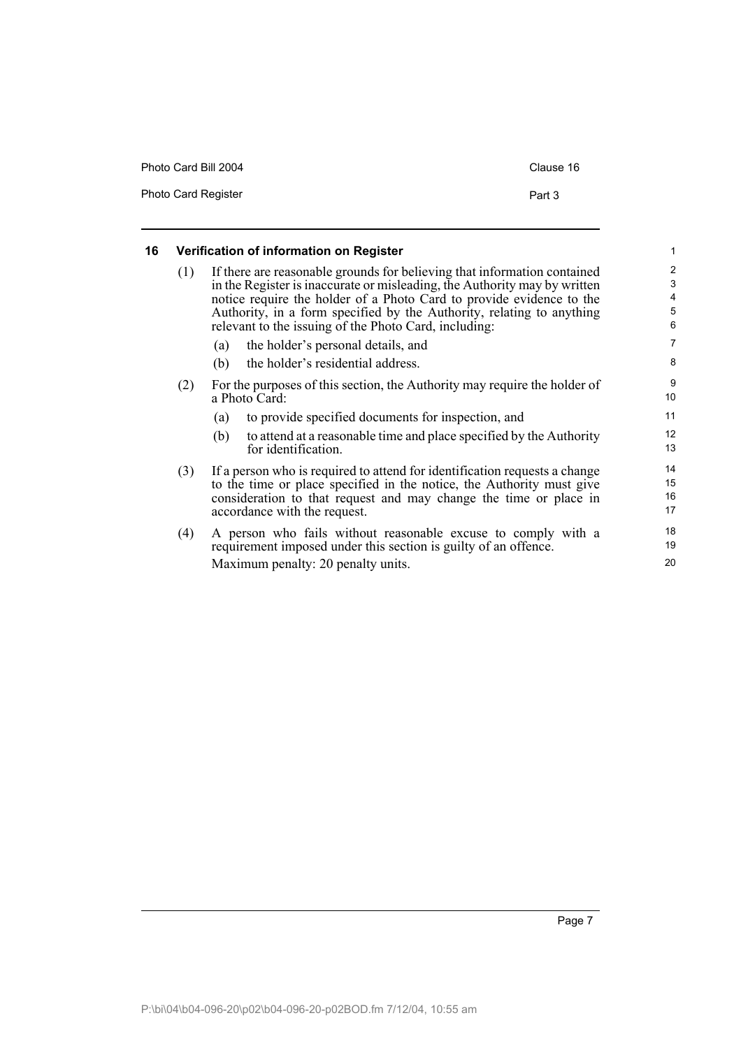## 16 Verification of information on Register

(1) If there are reasonable grounds for believing that information contained in the Register is inaccurate or misleading, the Authority may by written notice require the holder of a Photo Card to provide evidence to the Authority, in a form specified by the Authority, relating to anything relevant to the issuing of the Photo Card, including:

- (a) the holder's personal details, and
- (b) the holder's residential address.

(2) For the purposes of this section, the Authority may require the holder of a Photo Card:

- (a) to provide specified documents for inspection, and
- (b) to attend at a reasonable time and place specified by the Authority for identification.

(3) If a person who is required to attend for identification requests a change to the time or place specified in the notice, the Authority must give consideration to that request and may change the time or place in accordance with the request.

(4) A person who fails without reasonable excuse to comply with a requirement imposed under this section is guilty of an offence.

Maximum penalty: 20 penalty units.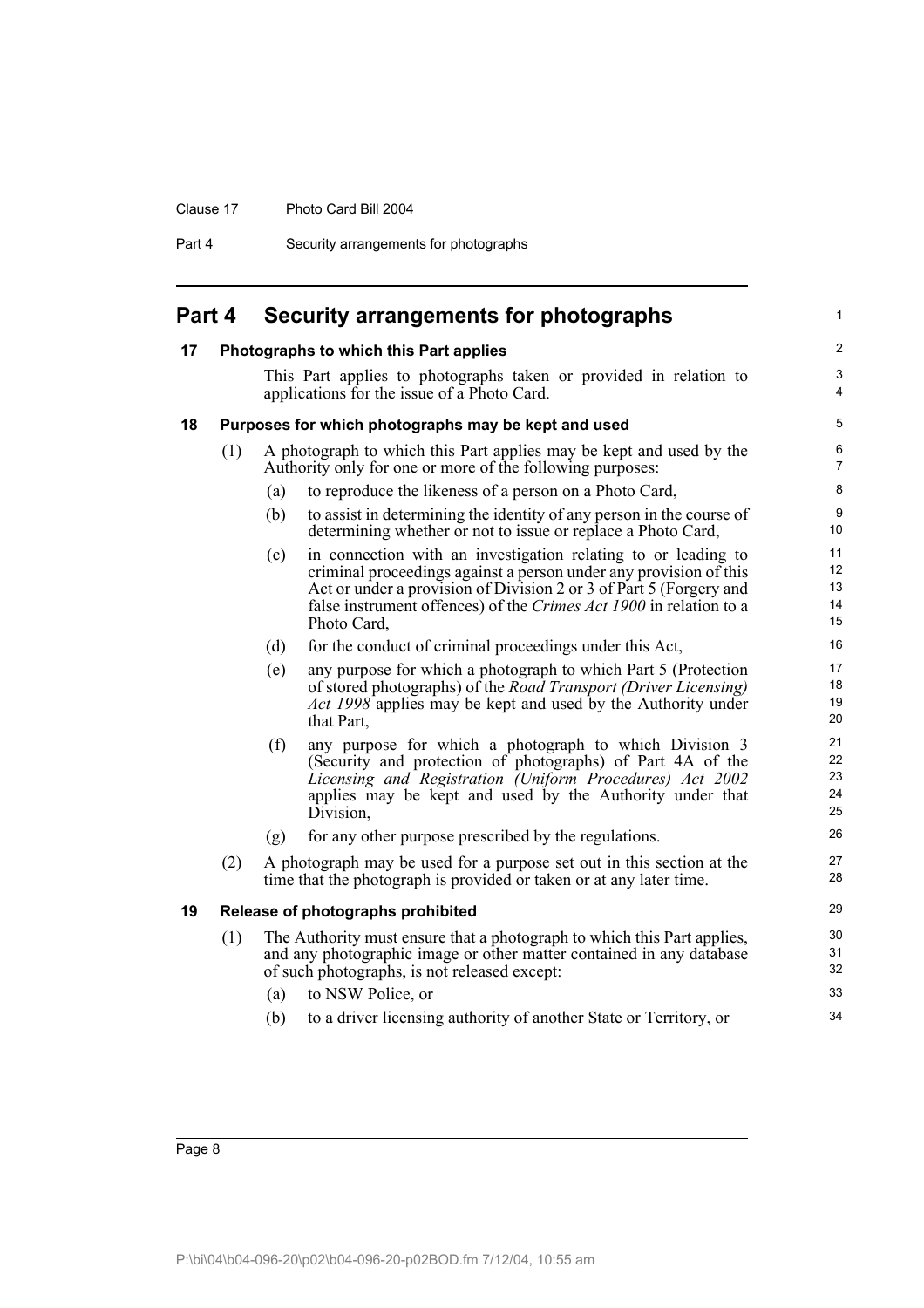# Part 4 Security arrangements for photographs

## 17 Photographs to which this Part applies

This Part applies to photographs taken or provided in relation to applications for the issue of a Photo Card.

## 18 Purposes for which photographs may be kept and used

(1) A photograph to which this Part applies may be kept and used by the Authority only for one or more of the following purposes:

- (a) to reproduce the likeness of a person on a Photo Card,
- (b) to assist in determining the identity of any person in the course of determining whether or not to issue or replace a Photo Card,
- (c) in connection with an investigation relating to or leading to criminal proceedings against a person under any provision of this Act or under a provision of Division 2 or 3 of Part 5 (Forgery and false instrument offences) of the *Crimes Act 1900* in relation to a Photo Card,
- (d) for the conduct of criminal proceedings under this Act,
- (e) any purpose for which a photograph to which Part 5 (Protection of stored photographs) of the *Road Transport (Driver Licensing) Act 1998* applies may be kept and used by the Authority under that Part,
- (f) any purpose for which a photograph to which Division 3 (Security and protection of photographs) of Part 4A of the *Licensing and Registration (Uniform Procedures) Act 2002* applies may be kept and used by the Authority under that Division,
- (g) for any other purpose prescribed by the regulations.

(2) A photograph may be used for a purpose set out in this section at the time that the photograph is provided or taken or at any later time.

## 19 Release of photographs prohibited

(1) The Authority must ensure that a photograph to which this Part applies, and any photographic image or other matter contained in any database of such photographs, is not released except:

- (a) to NSW Police, or
- (b) to a driver licensing authority of another State or Territory, or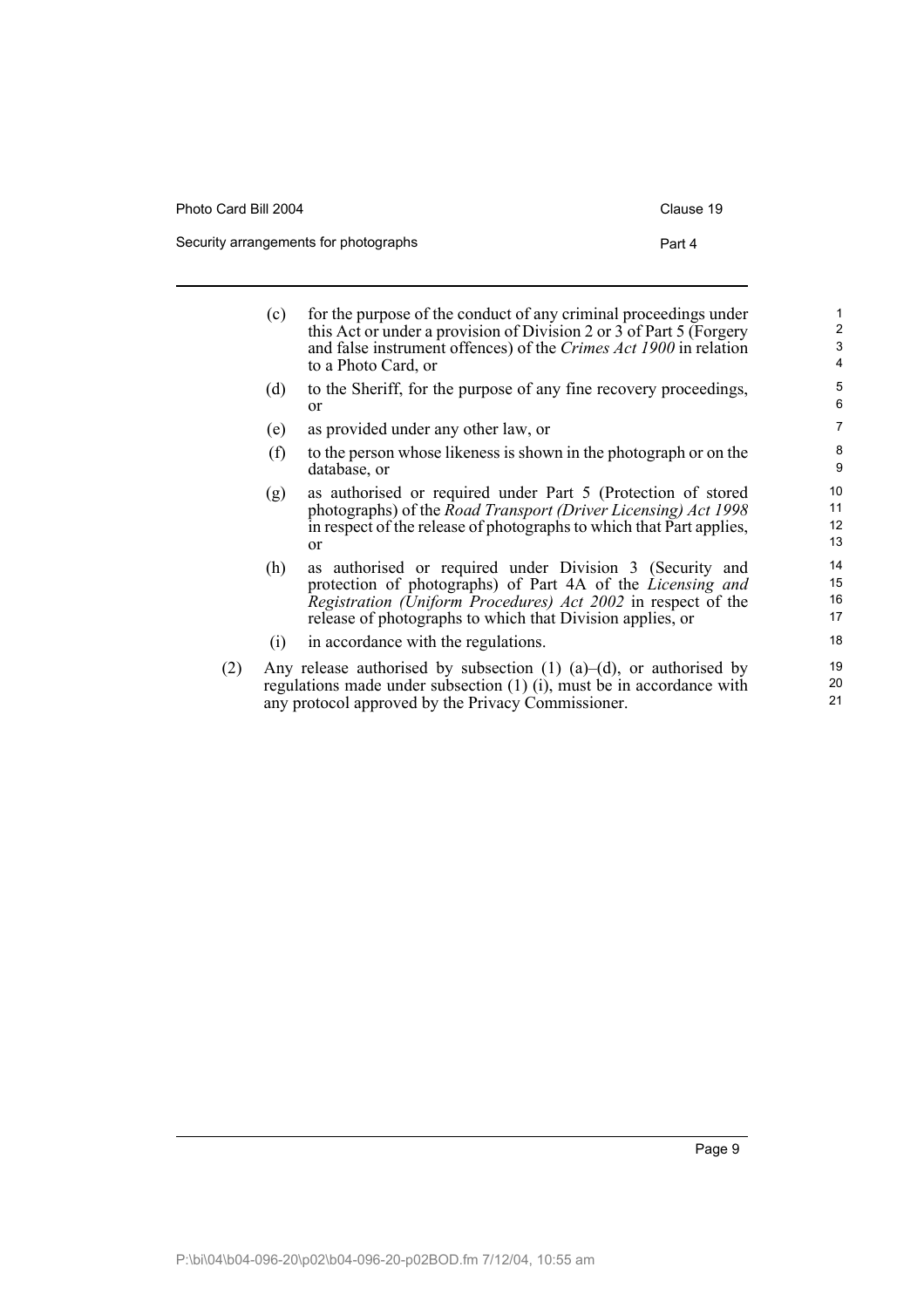(c) for the purpose of the conduct of any criminal proceedings under this Act or under a provision of Division 2 or 3 of Part 5 (Forgery and false instrument offences) of the *Crimes Act 1900* in relation to a Photo Card, or

(d) to the Sheriff, for the purpose of any fine recovery proceedings, or

(e) as provided under any other law, or

(f) to the person whose likeness is shown in the photograph or on the database, or

(g) as authorised or required under Part 5 (Protection of stored photographs) of the *Road Transport (Driver Licensing) Act 1998* in respect of the release of photographs to which that Part applies, or

(h) as authorised or required under Division 3 (Security and protection of photographs) of Part 4A of the *Licensing and Registration (Uniform Procedures) Act 2002* in respect of the release of photographs to which that Division applies, or

(i) in accordance with the regulations.

(2) Any release authorised by subsection (1) (a)–(d), or authorised by regulations made under subsection (1) (i), must be in accordance with any protocol approved by the Privacy Commissioner.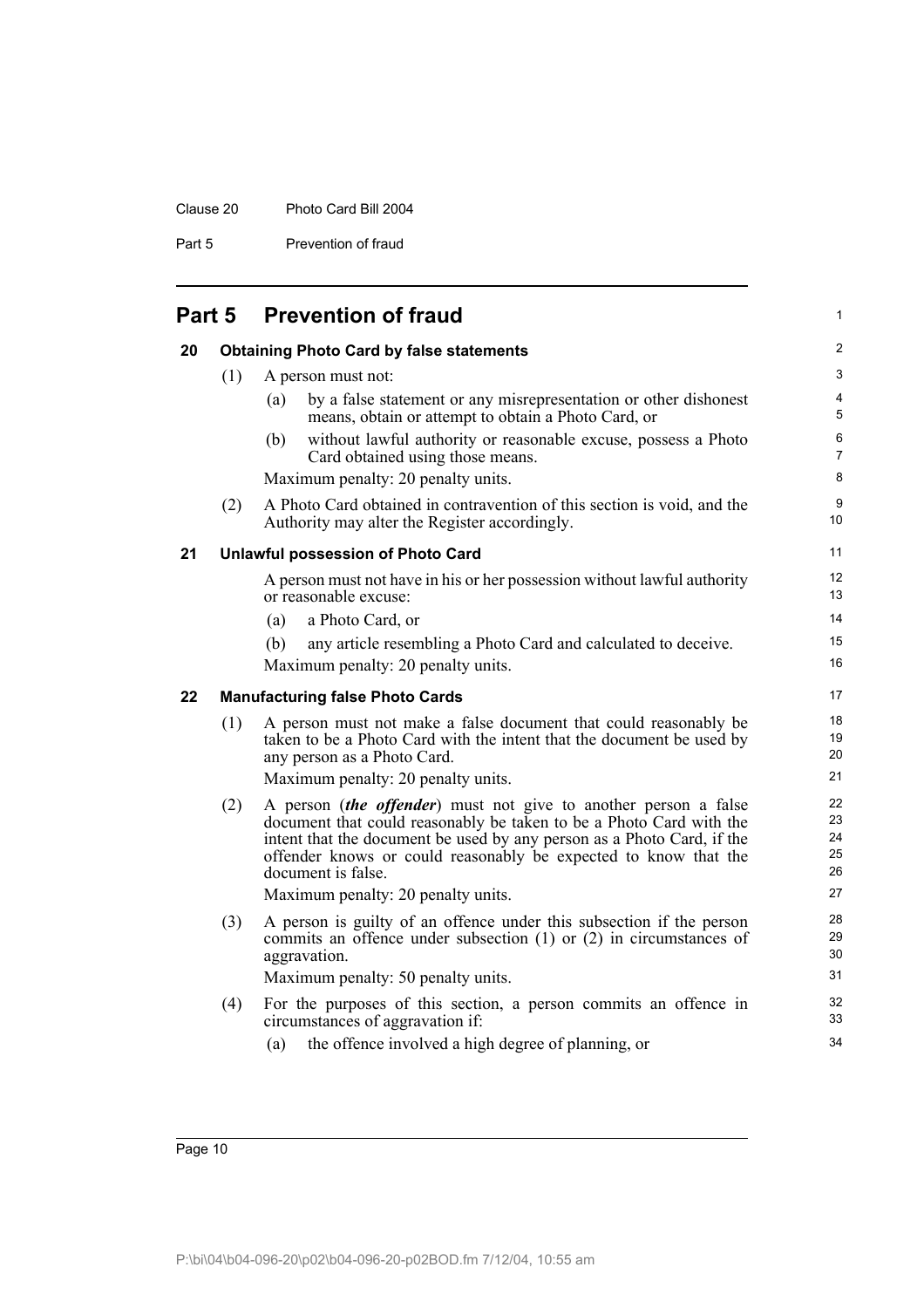# Part 5 Prevention of fraud

## 20 Obtaining Photo Card by false statements

(1) A person must not:

(a) by a false statement or any misrepresentation or other dishonest means, obtain or attempt to obtain a Photo Card, or

(b) without lawful authority or reasonable excuse, possess a Photo Card obtained using those means.

Maximum penalty: 20 penalty units.

(2) A Photo Card obtained in contravention of this section is void, and the Authority may alter the Register accordingly.

## 21 Unlawful possession of Photo Card

A person must not have in his or her possession without lawful authority or reasonable excuse:

(a) a Photo Card, or

(b) any article resembling a Photo Card and calculated to deceive.

Maximum penalty: 20 penalty units.

## 22 Manufacturing false Photo Cards

(1) A person must not make a false document that could reasonably be taken to be a Photo Card with the intent that the document be used by any person as a Photo Card.

Maximum penalty: 20 penalty units.

(2) A person (***the offender***) must not give to another person a false document that could reasonably be taken to be a Photo Card with the intent that the document be used by any person as a Photo Card, if the offender knows or could reasonably be expected to know that the document is false.

Maximum penalty: 20 penalty units.

(3) A person is guilty of an offence under this subsection if the person commits an offence under subsection (1) or (2) in circumstances of aggravation.

Maximum penalty: 50 penalty units.

(4) For the purposes of this section, a person commits an offence in circumstances of aggravation if:

(a) the offence involved a high degree of planning, or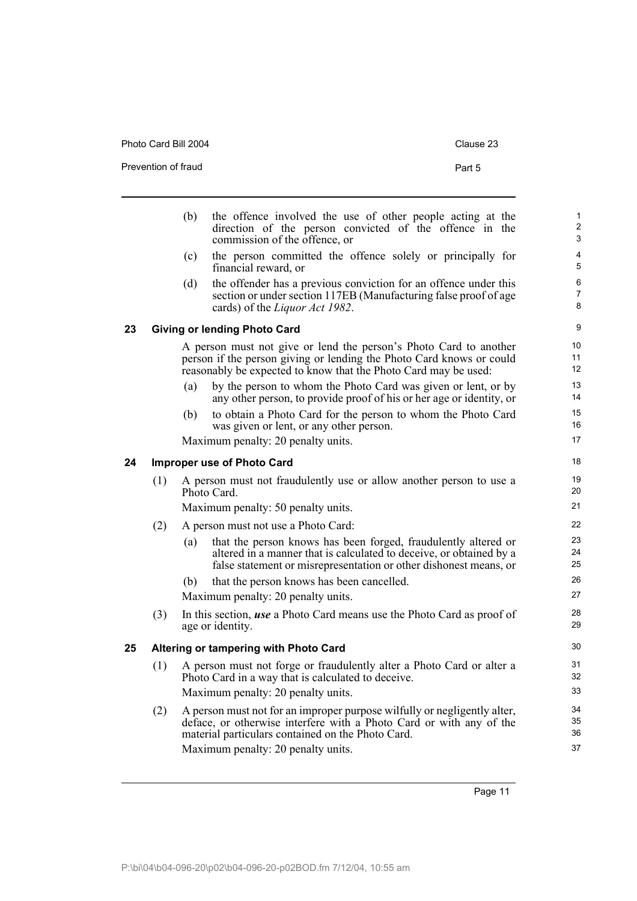(b) the offence involved the use of other people acting at the direction of the person convicted of the offence in the commission of the offence, or

(c) the person committed the offence solely or principally for financial reward, or

(d) the offender has a previous conviction for an offence under this section or under section 117EB (Manufacturing false proof of age cards) of the *Liquor Act 1982*.

## 23 Giving or lending Photo Card

A person must not give or lend the person's Photo Card to another person if the person giving or lending the Photo Card knows or could reasonably be expected to know that the Photo Card may be used:

(a) by the person to whom the Photo Card was given or lent, or by any other person, to provide proof of his or her age or identity, or

(b) to obtain a Photo Card for the person to whom the Photo Card was given or lent, or any other person.

Maximum penalty: 20 penalty units.

## 24 Improper use of Photo Card

(1) A person must not fraudulently use or allow another person to use a Photo Card.

Maximum penalty: 50 penalty units.

(2) A person must not use a Photo Card:

(a) that the person knows has been forged, fraudulently altered or altered in a manner that is calculated to deceive, or obtained by a false statement or misrepresentation or other dishonest means, or

(b) that the person knows has been cancelled.

Maximum penalty: 20 penalty units.

(3) In this section, ***use*** a Photo Card means use the Photo Card as proof of age or identity.

## 25 Altering or tampering with Photo Card

(1) A person must not forge or fraudulently alter a Photo Card or alter a Photo Card in a way that is calculated to deceive.

Maximum penalty: 20 penalty units.

(2) A person must not for an improper purpose wilfully or negligently alter, deface, or otherwise interfere with a Photo Card or with any of the material particulars contained on the Photo Card.

Maximum penalty: 20 penalty units.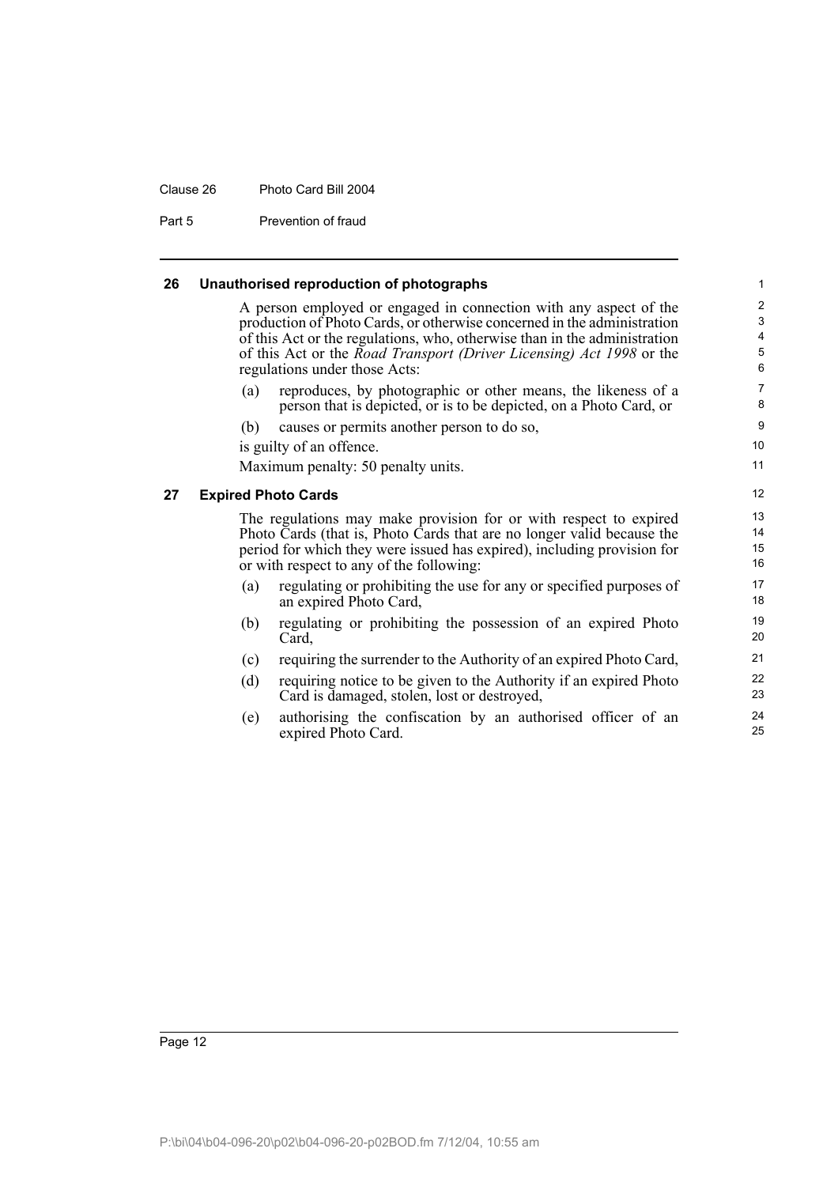## 26 Unauthorised reproduction of photographs

A person employed or engaged in connection with any aspect of the production of Photo Cards, or otherwise concerned in the administration of this Act or the regulations, who, otherwise than in the administration of this Act or the *Road Transport (Driver Licensing) Act 1998* or the regulations under those Acts:

(a) reproduces, by photographic or other means, the likeness of a person that is depicted, or is to be depicted, on a Photo Card, or

(b) causes or permits another person to do so,

is guilty of an offence.

Maximum penalty: 50 penalty units.

## 27 Expired Photo Cards

The regulations may make provision for or with respect to expired Photo Cards (that is, Photo Cards that are no longer valid because the period for which they were issued has expired), including provision for or with respect to any of the following:

(a) regulating or prohibiting the use for any or specified purposes of an expired Photo Card,

(b) regulating or prohibiting the possession of an expired Photo Card,

(c) requiring the surrender to the Authority of an expired Photo Card,

(d) requiring notice to be given to the Authority if an expired Photo Card is damaged, stolen, lost or destroyed,

(e) authorising the confiscation by an authorised officer of an expired Photo Card.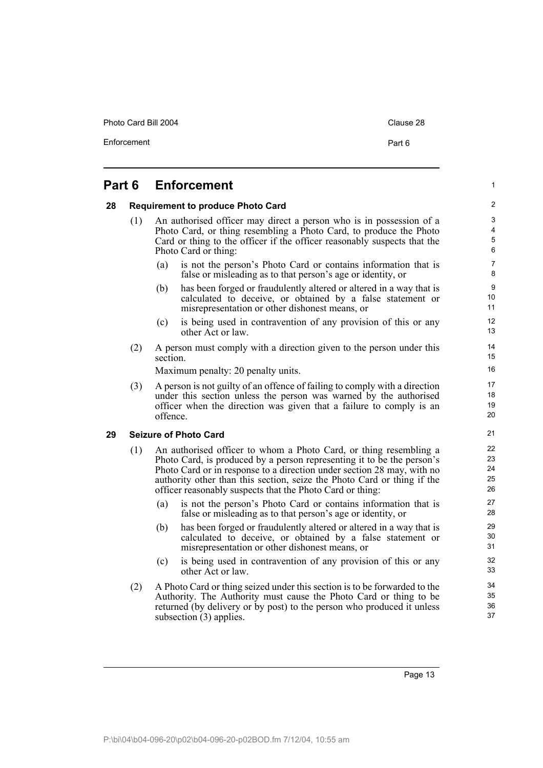# Part 6 Enforcement

## 28 Requirement to produce Photo Card

(1) An authorised officer may direct a person who is in possession of a Photo Card, or thing resembling a Photo Card, to produce the Photo Card or thing to the officer if the officer reasonably suspects that the Photo Card or thing:

(a) is not the person's Photo Card or contains information that is false or misleading as to that person's age or identity, or

(b) has been forged or fraudulently altered or altered in a way that is calculated to deceive, or obtained by a false statement or misrepresentation or other dishonest means, or

(c) is being used in contravention of any provision of this or any other Act or law.

(2) A person must comply with a direction given to the person under this section.

Maximum penalty: 20 penalty units.

(3) A person is not guilty of an offence of failing to comply with a direction under this section unless the person was warned by the authorised officer when the direction was given that a failure to comply is an offence.

## 29 Seizure of Photo Card

(1) An authorised officer to whom a Photo Card, or thing resembling a Photo Card, is produced by a person representing it to be the person's Photo Card or in response to a direction under section 28 may, with no authority other than this section, seize the Photo Card or thing if the officer reasonably suspects that the Photo Card or thing:

(a) is not the person's Photo Card or contains information that is false or misleading as to that person's age or identity, or

(b) has been forged or fraudulently altered or altered in a way that is calculated to deceive, or obtained by a false statement or misrepresentation or other dishonest means, or

(c) is being used in contravention of any provision of this or any other Act or law.

(2) A Photo Card or thing seized under this section is to be forwarded to the Authority. The Authority must cause the Photo Card or thing to be returned (by delivery or by post) to the person who produced it unless subsection (3) applies.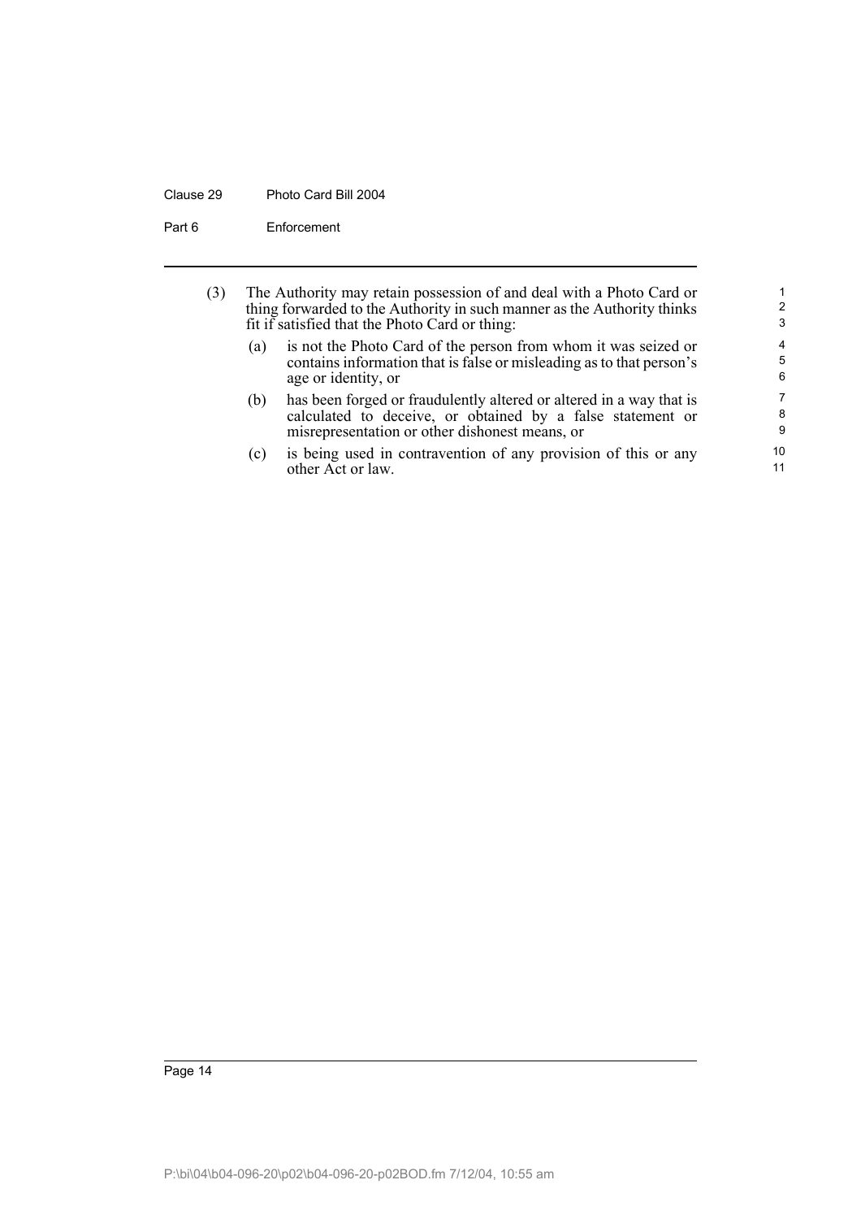(3) The Authority may retain possession of and deal with a Photo Card or thing forwarded to the Authority in such manner as the Authority thinks fit if satisfied that the Photo Card or thing:

(a) is not the Photo Card of the person from whom it was seized or contains information that is false or misleading as to that person's age or identity, or

(b) has been forged or fraudulently altered or altered in a way that is calculated to deceive, or obtained by a false statement or misrepresentation or other dishonest means, or

(c) is being used in contravention of any provision of this or any other Act or law.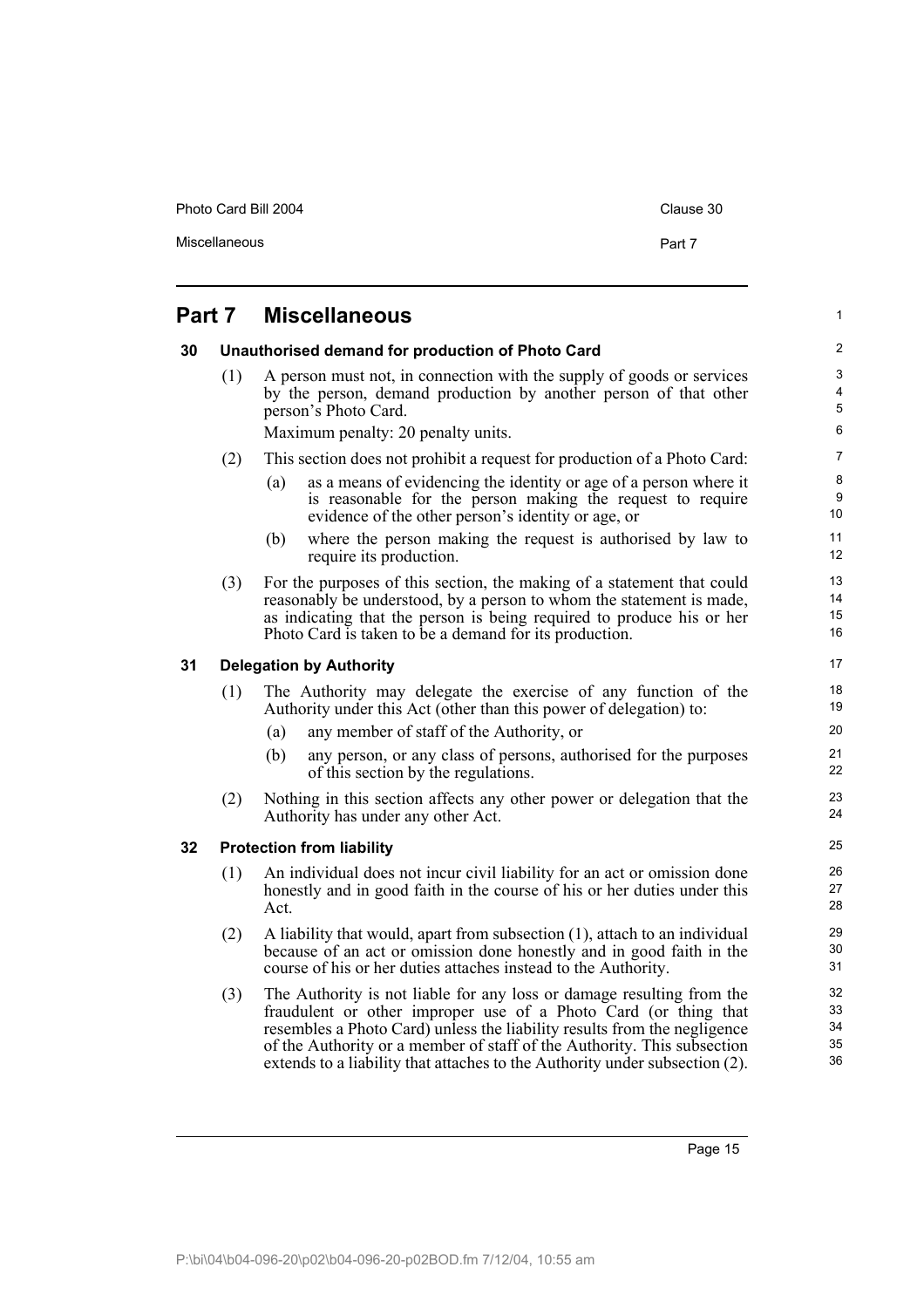## Part 7 Miscellaneous

### 30 Unauthorised demand for production of Photo Card

(1) A person must not, in connection with the supply of goods or services by the person, demand production by another person of that other person's Photo Card.

Maximum penalty: 20 penalty units.

(2) This section does not prohibit a request for production of a Photo Card:

(a) as a means of evidencing the identity or age of a person where it is reasonable for the person making the request to require evidence of the other person's identity or age, or

(b) where the person making the request is authorised by law to require its production.

(3) For the purposes of this section, the making of a statement that could reasonably be understood, by a person to whom the statement is made, as indicating that the person is being required to produce his or her Photo Card is taken to be a demand for its production.

### 31 Delegation by Authority

(1) The Authority may delegate the exercise of any function of the Authority under this Act (other than this power of delegation) to:

(a) any member of staff of the Authority, or

(b) any person, or any class of persons, authorised for the purposes of this section by the regulations.

(2) Nothing in this section affects any other power or delegation that the Authority has under any other Act.

### 32 Protection from liability

(1) An individual does not incur civil liability for an act or omission done honestly and in good faith in the course of his or her duties under this Act.

(2) A liability that would, apart from subsection (1), attach to an individual because of an act or omission done honestly and in good faith in the course of his or her duties attaches instead to the Authority.

(3) The Authority is not liable for any loss or damage resulting from the fraudulent or other improper use of a Photo Card (or thing that resembles a Photo Card) unless the liability results from the negligence of the Authority or a member of staff of the Authority. This subsection extends to a liability that attaches to the Authority under subsection (2).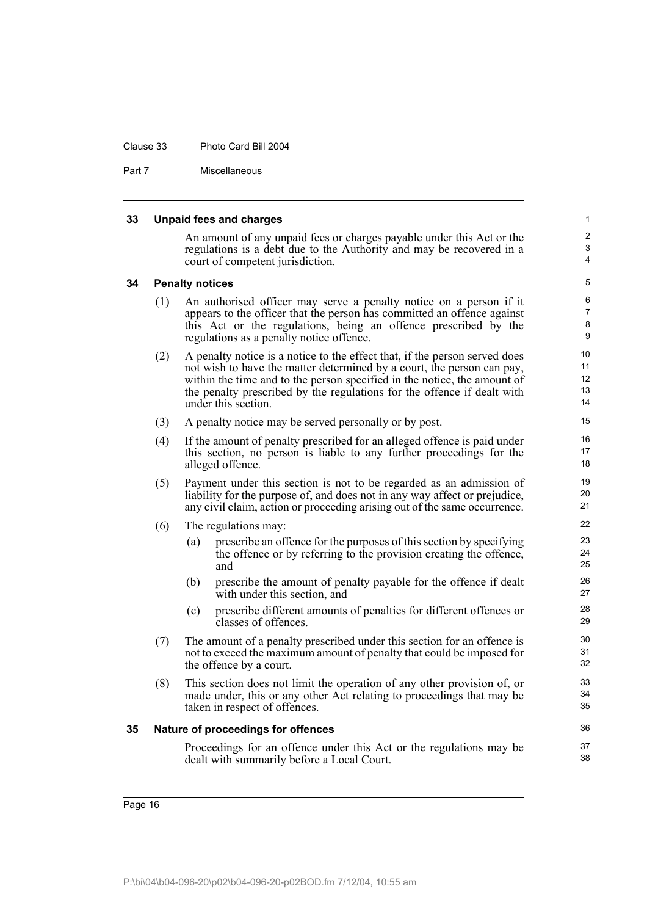## 33 Unpaid fees and charges

An amount of any unpaid fees or charges payable under this Act or the regulations is a debt due to the Authority and may be recovered in a court of competent jurisdiction.

## 34 Penalty notices

(1) An authorised officer may serve a penalty notice on a person if it appears to the officer that the person has committed an offence against this Act or the regulations, being an offence prescribed by the regulations as a penalty notice offence.

(2) A penalty notice is a notice to the effect that, if the person served does not wish to have the matter determined by a court, the person can pay, within the time and to the person specified in the notice, the amount of the penalty prescribed by the regulations for the offence if dealt with under this section.

(3) A penalty notice may be served personally or by post.

(4) If the amount of penalty prescribed for an alleged offence is paid under this section, no person is liable to any further proceedings for the alleged offence.

(5) Payment under this section is not to be regarded as an admission of liability for the purpose of, and does not in any way affect or prejudice, any civil claim, action or proceeding arising out of the same occurrence.

(6) The regulations may:

- (a) prescribe an offence for the purposes of this section by specifying the offence or by referring to the provision creating the offence, and
- (b) prescribe the amount of penalty payable for the offence if dealt with under this section, and
- (c) prescribe different amounts of penalties for different offences or classes of offences.

(7) The amount of a penalty prescribed under this section for an offence is not to exceed the maximum amount of penalty that could be imposed for the offence by a court.

(8) This section does not limit the operation of any other provision of, or made under, this or any other Act relating to proceedings that may be taken in respect of offences.

## 35 Nature of proceedings for offences

Proceedings for an offence under this Act or the regulations may be dealt with summarily before a Local Court.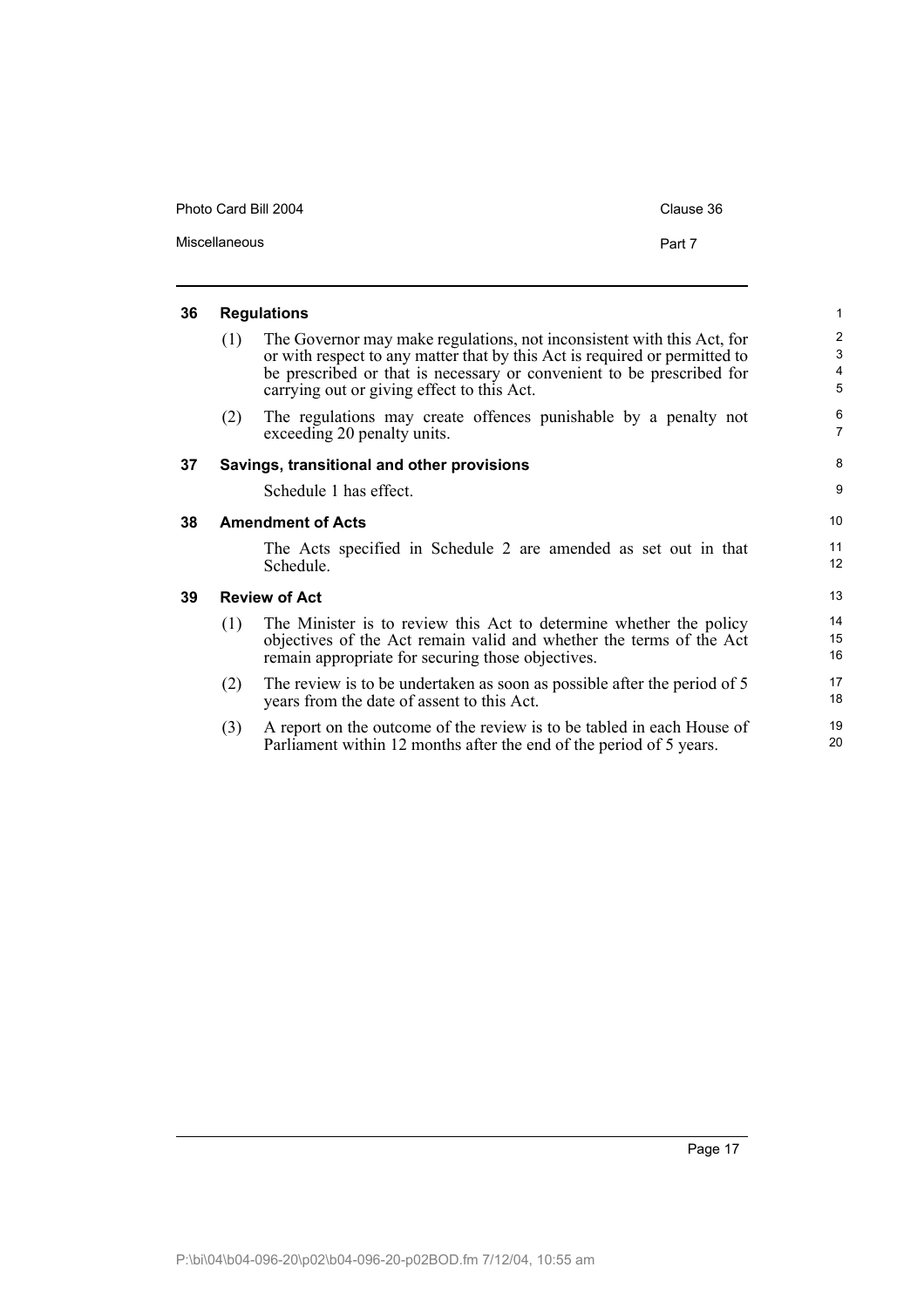## 36 Regulations

(1) The Governor may make regulations, not inconsistent with this Act, for or with respect to any matter that by this Act is required or permitted to be prescribed or that is necessary or convenient to be prescribed for carrying out or giving effect to this Act.

(2) The regulations may create offences punishable by a penalty not exceeding 20 penalty units.

## 37 Savings, transitional and other provisions

Schedule 1 has effect.

## 38 Amendment of Acts

The Acts specified in Schedule 2 are amended as set out in that Schedule.

## 39 Review of Act

(1) The Minister is to review this Act to determine whether the policy objectives of the Act remain valid and whether the terms of the Act remain appropriate for securing those objectives.

(2) The review is to be undertaken as soon as possible after the period of 5 years from the date of assent to this Act.

(3) A report on the outcome of the review is to be tabled in each House of Parliament within 12 months after the end of the period of 5 years.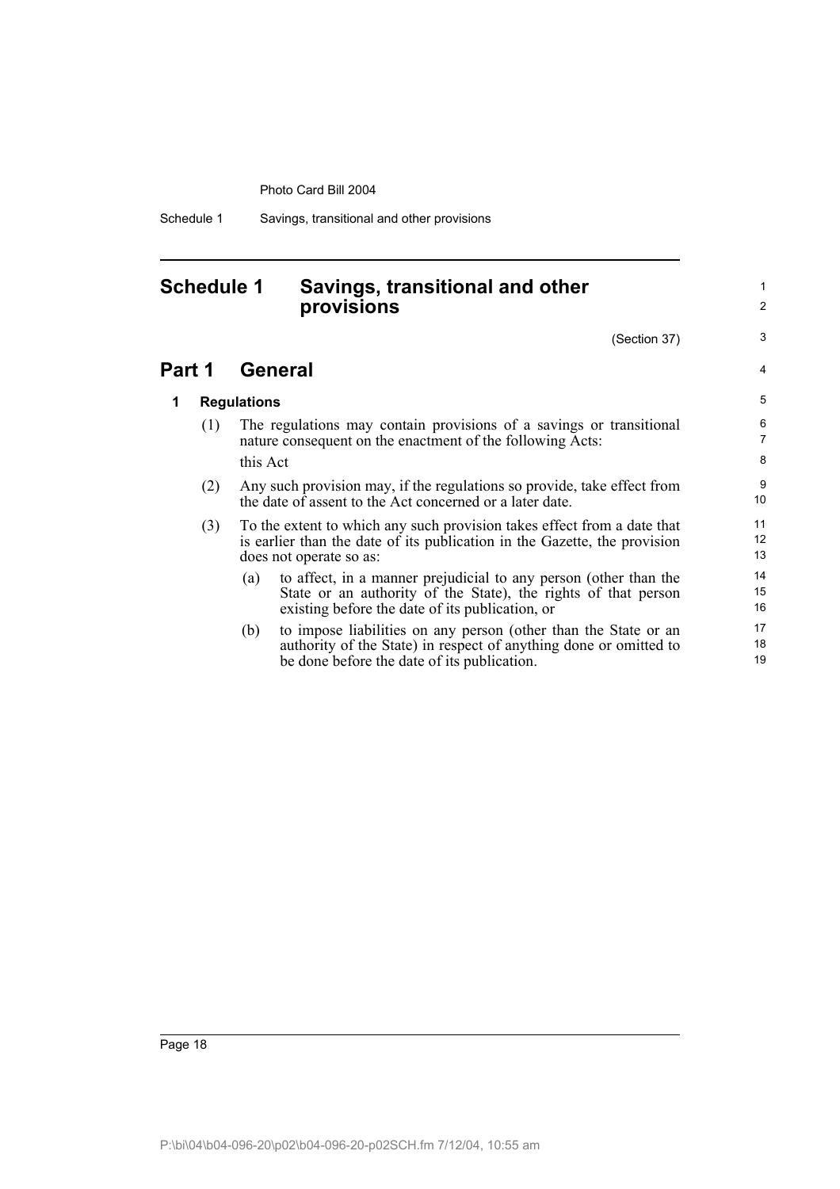# Schedule 1 Savings, transitional and other provisions

(Section 37)

## Part 1 General

### 1 Regulations

(1) The regulations may contain provisions of a savings or transitional nature consequent on the enactment of the following Acts:

this Act

(2) Any such provision may, if the regulations so provide, take effect from the date of assent to the Act concerned or a later date.

(3) To the extent to which any such provision takes effect from a date that is earlier than the date of its publication in the Gazette, the provision does not operate so as:

(a) to affect, in a manner prejudicial to any person (other than the State or an authority of the State), the rights of that person existing before the date of its publication, or

(b) to impose liabilities on any person (other than the State or an authority of the State) in respect of anything done or omitted to be done before the date of its publication.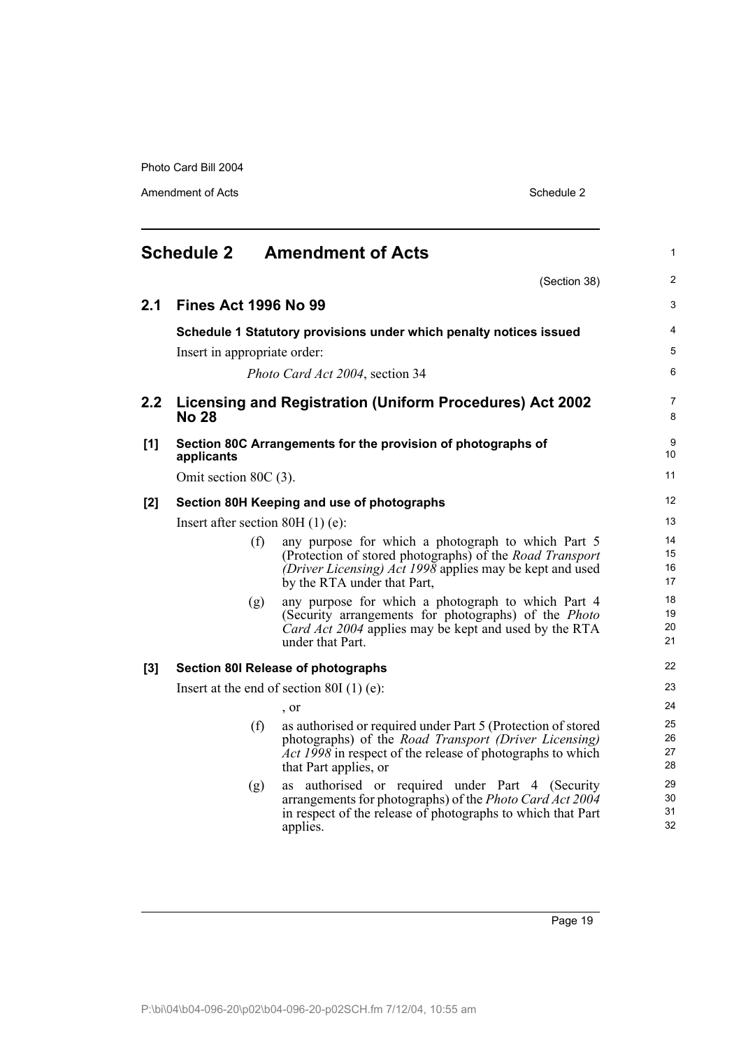## Schedule 2 Amendment of Acts

(Section 38)

### 2.1 Fines Act 1996 No 99

**Schedule 1 Statutory provisions under which penalty notices issued**

Insert in appropriate order:

*Photo Card Act 2004*, section 34

### 2.2 Licensing and Registration (Uniform Procedures) Act 2002 No 28

**[1] Section 80C Arrangements for the provision of photographs of applicants**

Omit section 80C (3).

**[2] Section 80H Keeping and use of photographs**

Insert after section 80H (1) (e):

(f) any purpose for which a photograph to which Part 5 (Protection of stored photographs) of the *Road Transport (Driver Licensing) Act 1998* applies may be kept and used by the RTA under that Part,

(g) any purpose for which a photograph to which Part 4 (Security arrangements for photographs) of the *Photo Card Act 2004* applies may be kept and used by the RTA under that Part.

**[3] Section 80I Release of photographs**

Insert at the end of section 80I (1) (e):

, or

(f) as authorised or required under Part 5 (Protection of stored photographs) of the *Road Transport (Driver Licensing) Act 1998* in respect of the release of photographs to which that Part applies, or

(g) as authorised or required under Part 4 (Security arrangements for photographs) of the *Photo Card Act 2004* in respect of the release of photographs to which that Part applies.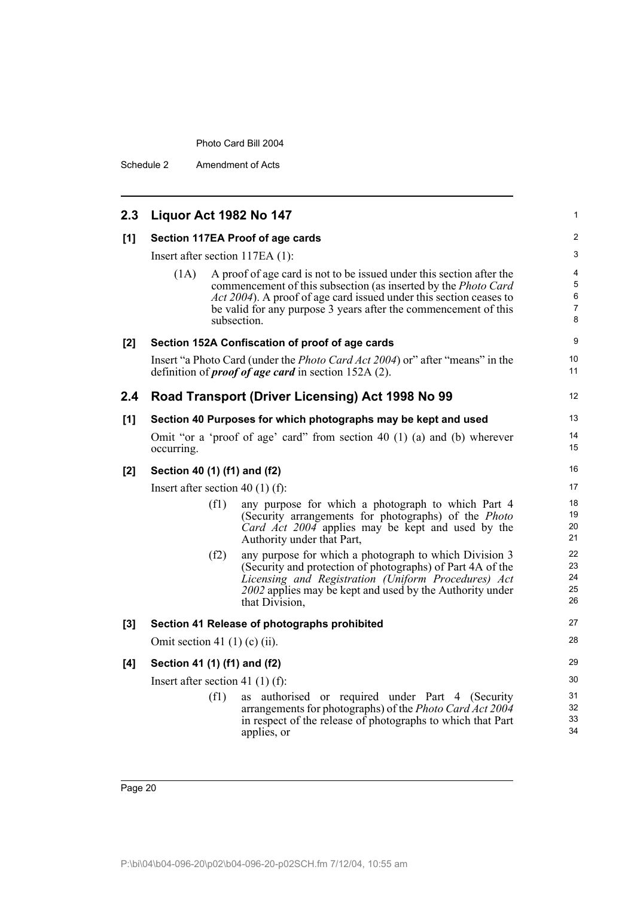## 2.3 Liquor Act 1982 No 147

### [1] Section 117EA Proof of age cards

Insert after section 117EA (1):

> (1A) A proof of age card is not to be issued under this section after the commencement of this subsection (as inserted by the *Photo Card Act 2004*). A proof of age card issued under this section ceases to be valid for any purpose 3 years after the commencement of this subsection.

### [2] Section 152A Confiscation of proof of age cards

Insert "a Photo Card (under the *Photo Card Act 2004*) or" after "means" in the definition of ***proof of age card*** in section 152A (2).

## 2.4 Road Transport (Driver Licensing) Act 1998 No 99

### [1] Section 40 Purposes for which photographs may be kept and used

Omit "or a 'proof of age' card" from section 40 (1) (a) and (b) wherever occurring.

### [2] Section 40 (1) (f1) and (f2)

Insert after section 40 (1) (f):

> (f1) any purpose for which a photograph to which Part 4 (Security arrangements for photographs) of the *Photo Card Act 2004* applies may be kept and used by the Authority under that Part,
>
> (f2) any purpose for which a photograph to which Division 3 (Security and protection of photographs) of Part 4A of the *Licensing and Registration (Uniform Procedures) Act 2002* applies may be kept and used by the Authority under that Division,

### [3] Section 41 Release of photographs prohibited

Omit section 41 (1) (c) (ii).

### [4] Section 41 (1) (f1) and (f2)

Insert after section 41 (1) (f):

> (f1) as authorised or required under Part 4 (Security arrangements for photographs) of the *Photo Card Act 2004* in respect of the release of photographs to which that Part applies, or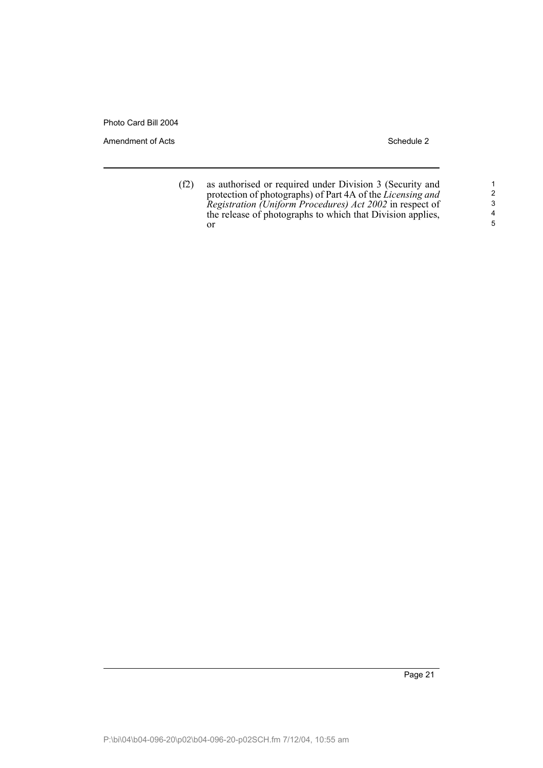(f2) as authorised or required under Division 3 (Security and protection of photographs) of Part 4A of the *Licensing and Registration (Uniform Procedures) Act 2002* in respect of the release of photographs to which that Division applies, or